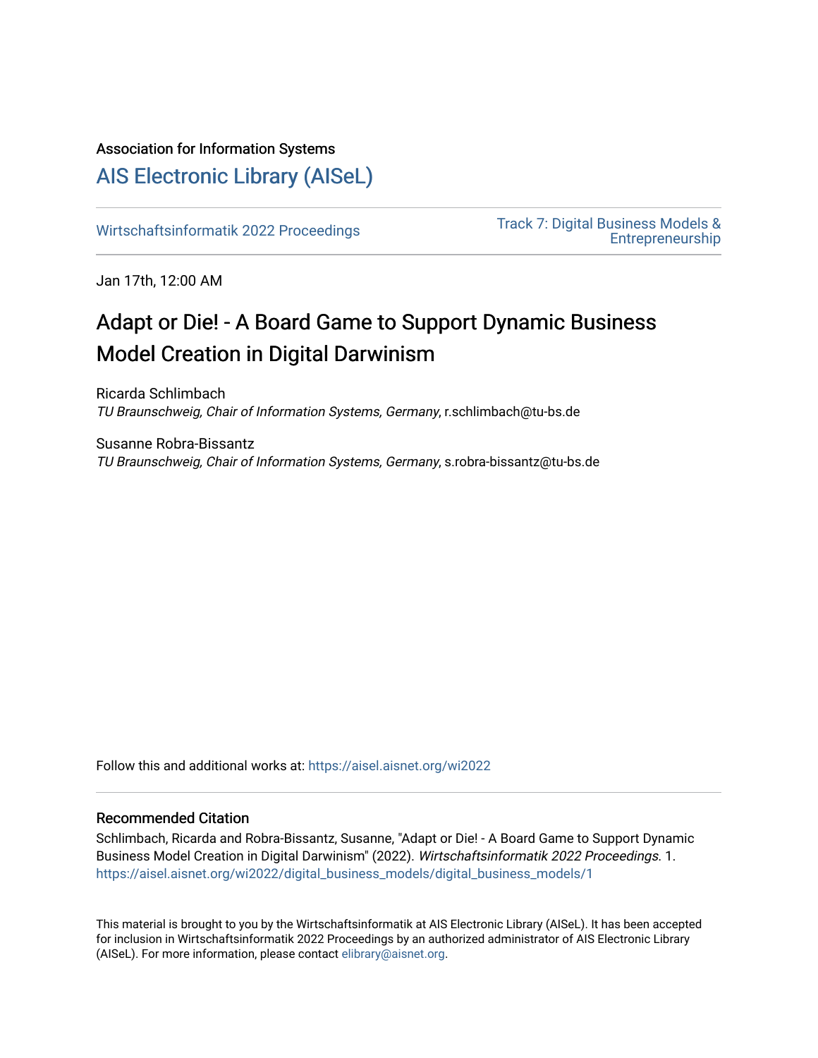Association for Information Systems

# AIS Electronic Library (AISeL)

Wirtschaftsinformatik 2022 Proceedings

Track 7: Digital Business Models & Entrepreneurship

Jan 17th, 12:00 AM

## Adapt or Die! - A Board Game to Support Dynamic Business Model Creation in Digital Darwinism

Ricarda Schlimbach
*TU Braunschweig, Chair of Information Systems, Germany*, r.schlimbach@tu-bs.de

Susanne Robra-Bissantz
*TU Braunschweig, Chair of Information Systems, Germany*, s.robra-bissantz@tu-bs.de

Follow this and additional works at: https://aisel.aisnet.org/wi2022

### Recommended Citation

Schlimbach, Ricarda and Robra-Bissantz, Susanne, "Adapt or Die! - A Board Game to Support Dynamic Business Model Creation in Digital Darwinism" (2022). *Wirtschaftsinformatik 2022 Proceedings*. 1.
https://aisel.aisnet.org/wi2022/digital_business_models/digital_business_models/1

This material is brought to you by the Wirtschaftsinformatik at AIS Electronic Library (AISeL). It has been accepted for inclusion in Wirtschaftsinformatik 2022 Proceedings by an authorized administrator of AIS Electronic Library (AISeL). For more information, please contact elibrary@aisnet.org.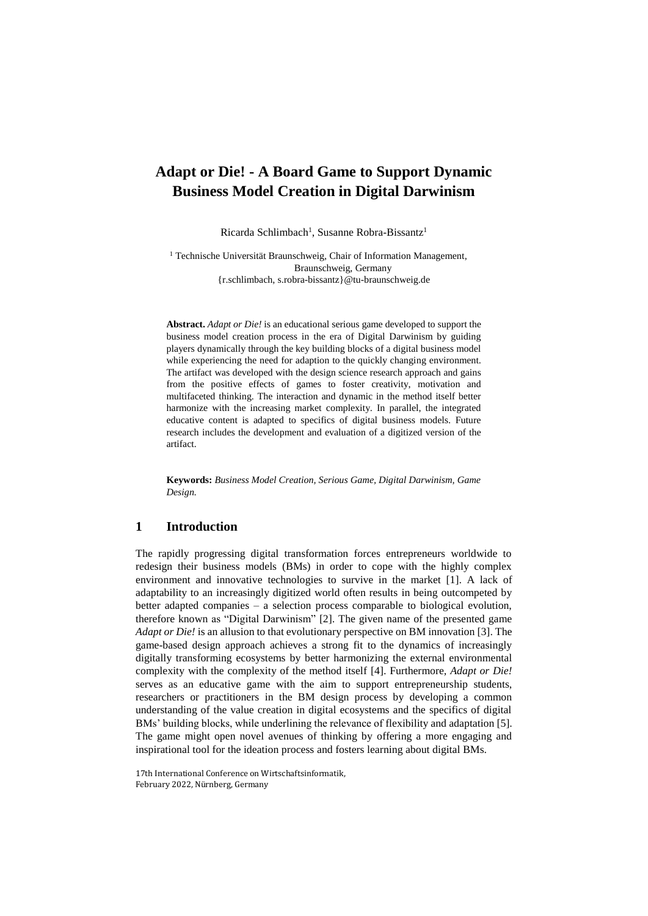# Adapt or Die! - A Board Game to Support Dynamic Business Model Creation in Digital Darwinism

Ricarda Schlimbach[1], Susanne Robra-Bissantz[1]

[1] Technische Universität Braunschweig, Chair of Information Management, Braunschweig, Germany
{r.schlimbach, s.robra-bissantz}@tu-braunschweig.de

**Abstract.** *Adapt or Die!* is an educational serious game developed to support the business model creation process in the era of Digital Darwinism by guiding players dynamically through the key building blocks of a digital business model while experiencing the need for adaption to the quickly changing environment. The artifact was developed with the design science research approach and gains from the positive effects of games to foster creativity, motivation and multifaceted thinking. The interaction and dynamic in the method itself better harmonize with the increasing market complexity. In parallel, the integrated educative content is adapted to specifics of digital business models. Future research includes the development and evaluation of a digitized version of the artifact.

**Keywords:** *Business Model Creation, Serious Game, Digital Darwinism, Game Design.*

## 1 Introduction

The rapidly progressing digital transformation forces entrepreneurs worldwide to redesign their business models (BMs) in order to cope with the highly complex environment and innovative technologies to survive in the market [1]. A lack of adaptability to an increasingly digitized world often results in being outcompeted by better adapted companies – a selection process comparable to biological evolution, therefore known as "Digital Darwinism" [2]. The given name of the presented game *Adapt or Die!* is an allusion to that evolutionary perspective on BM innovation [3]. The game-based design approach achieves a strong fit to the dynamics of increasingly digitally transforming ecosystems by better harmonizing the external environmental complexity with the complexity of the method itself [4]. Furthermore, *Adapt or Die!* serves as an educative game with the aim to support entrepreneurship students, researchers or practitioners in the BM design process by developing a common understanding of the value creation in digital ecosystems and the specifics of digital BMs' building blocks, while underlining the relevance of flexibility and adaptation [5]. The game might open novel avenues of thinking by offering a more engaging and inspirational tool for the ideation process and fosters learning about digital BMs.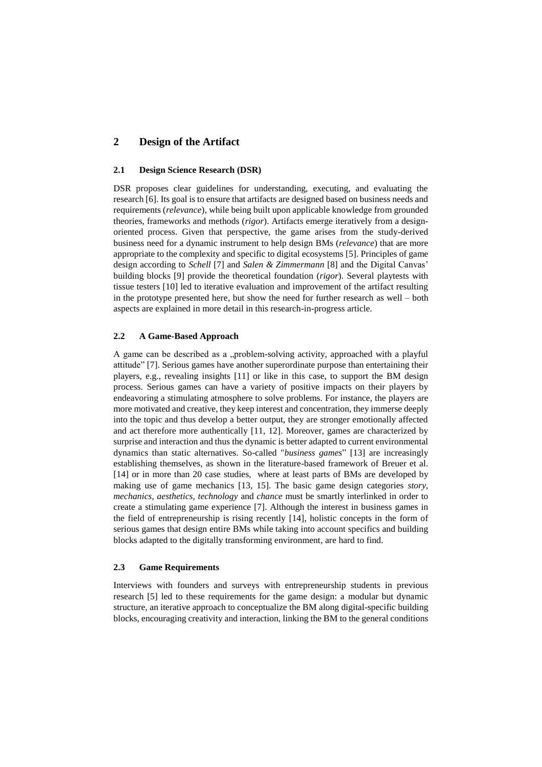## 2 Design of the Artifact

### 2.1 Design Science Research (DSR)

DSR proposes clear guidelines for understanding, executing, and evaluating the research [6]. Its goal is to ensure that artifacts are designed based on business needs and requirements (*relevance*), while being built upon applicable knowledge from grounded theories, frameworks and methods (*rigor*). Artifacts emerge iteratively from a design-oriented process. Given that perspective, the game arises from the study-derived business need for a dynamic instrument to help design BMs (*relevance*) that are more appropriate to the complexity and specific to digital ecosystems [5]. Principles of game design according to *Schell* [7] and *Salen & Zimmermann* [8] and the Digital Canvas' building blocks [9] provide the theoretical foundation (*rigor*). Several playtests with tissue testers [10] led to iterative evaluation and improvement of the artifact resulting in the prototype presented here, but show the need for further research as well – both aspects are explained in more detail in this research-in-progress article.

### 2.2 A Game-Based Approach

A game can be described as a „problem-solving activity, approached with a playful attitude" [7]. Serious games have another superordinate purpose than entertaining their players, e.g., revealing insights [11] or like in this case, to support the BM design process. Serious games can have a variety of positive impacts on their players by endeavoring a stimulating atmosphere to solve problems. For instance, the players are more motivated and creative, they keep interest and concentration, they immerse deeply into the topic and thus develop a better output, they are stronger emotionally affected and act therefore more authentically [11, 12]. Moreover, games are characterized by surprise and interaction and thus the dynamic is better adapted to current environmental dynamics than static alternatives. So-called "*business games*" [13] are increasingly establishing themselves, as shown in the literature-based framework of Breuer et al. [14] or in more than 20 case studies, where at least parts of BMs are developed by making use of game mechanics [13, 15]. The basic game design categories *story*, *mechanics*, *aesthetics*, *technology* and *chance* must be smartly interlinked in order to create a stimulating game experience [7]. Although the interest in business games in the field of entrepreneurship is rising recently [14], holistic concepts in the form of serious games that design entire BMs while taking into account specifics and building blocks adapted to the digitally transforming environment, are hard to find.

### 2.3 Game Requirements

Interviews with founders and surveys with entrepreneurship students in previous research [5] led to these requirements for the game design: a modular but dynamic structure, an iterative approach to conceptualize the BM along digital-specific building blocks, encouraging creativity and interaction, linking the BM to the general conditions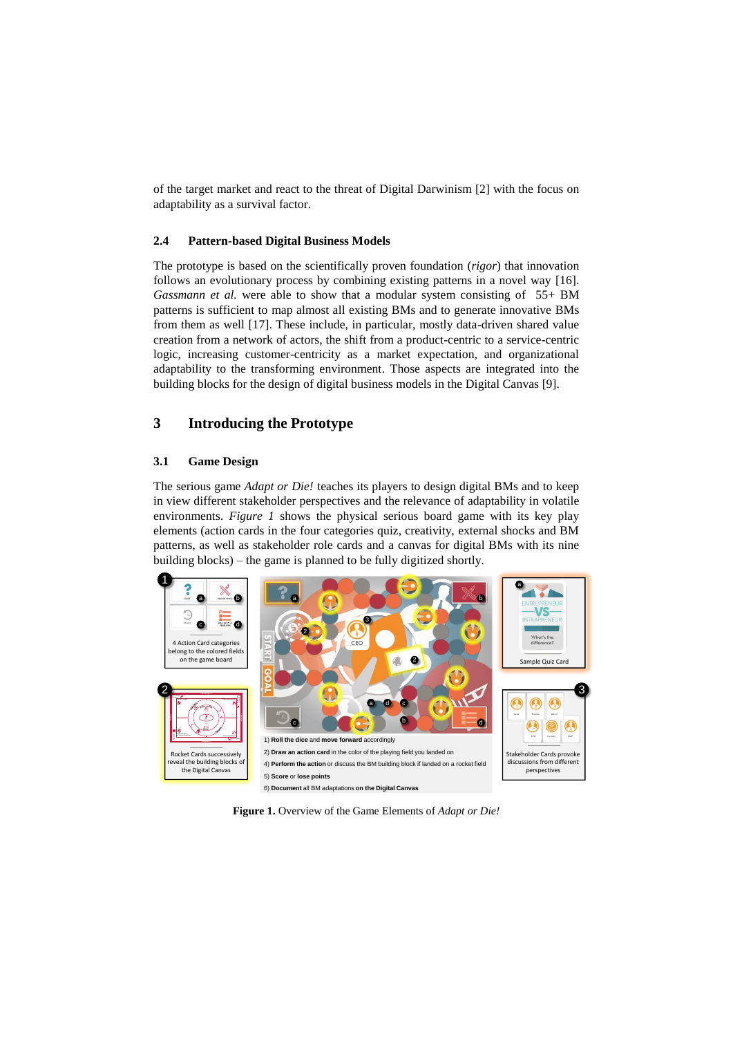of the target market and react to the threat of Digital Darwinism [2] with the focus on adaptability as a survival factor.

### 2.4 Pattern-based Digital Business Models

The prototype is based on the scientifically proven foundation (*rigor*) that innovation follows an evolutionary process by combining existing patterns in a novel way [16]. *Gassmann et al.* were able to show that a modular system consisting of 55+ BM patterns is sufficient to map almost all existing BMs and to generate innovative BMs from them as well [17]. These include, in particular, mostly data-driven shared value creation from a network of actors, the shift from a product-centric to a service-centric logic, increasing customer-centricity as a market expectation, and organizational adaptability to the transforming environment. Those aspects are integrated into the building blocks for the design of digital business models in the Digital Canvas [9].

## 3 Introducing the Prototype

### 3.1 Game Design

The serious game *Adapt or Die!* teaches its players to design digital BMs and to keep in view different stakeholder perspectives and the relevance of adaptability in volatile environments. *Figure 1* shows the physical serious board game with its key play elements (action cards in the four categories quiz, creativity, external shocks and BM patterns, as well as stakeholder role cards and a canvas for digital BMs with its nine building blocks) – the game is planned to be fully digitized shortly.

1 4 Action Card categories belong to the colored fields on the game board

2 Rocket Cards successively reveal the building blocks of the Digital Canvas

3 Stakeholder Cards provoke discussions from different perspectives

a Sample Quiz Card

1) **Roll the dice** and **move forward** accordingly
2) **Draw an action card** in the color of the playing field you landed on
4) **Perform the action** or discuss the BM building block if landed on a rocket field
5) **Score** or **lose points**
6) **Document** all BM adaptations **on the Digital Canvas**

**Figure 1.** Overview of the Game Elements of *Adapt or Die!*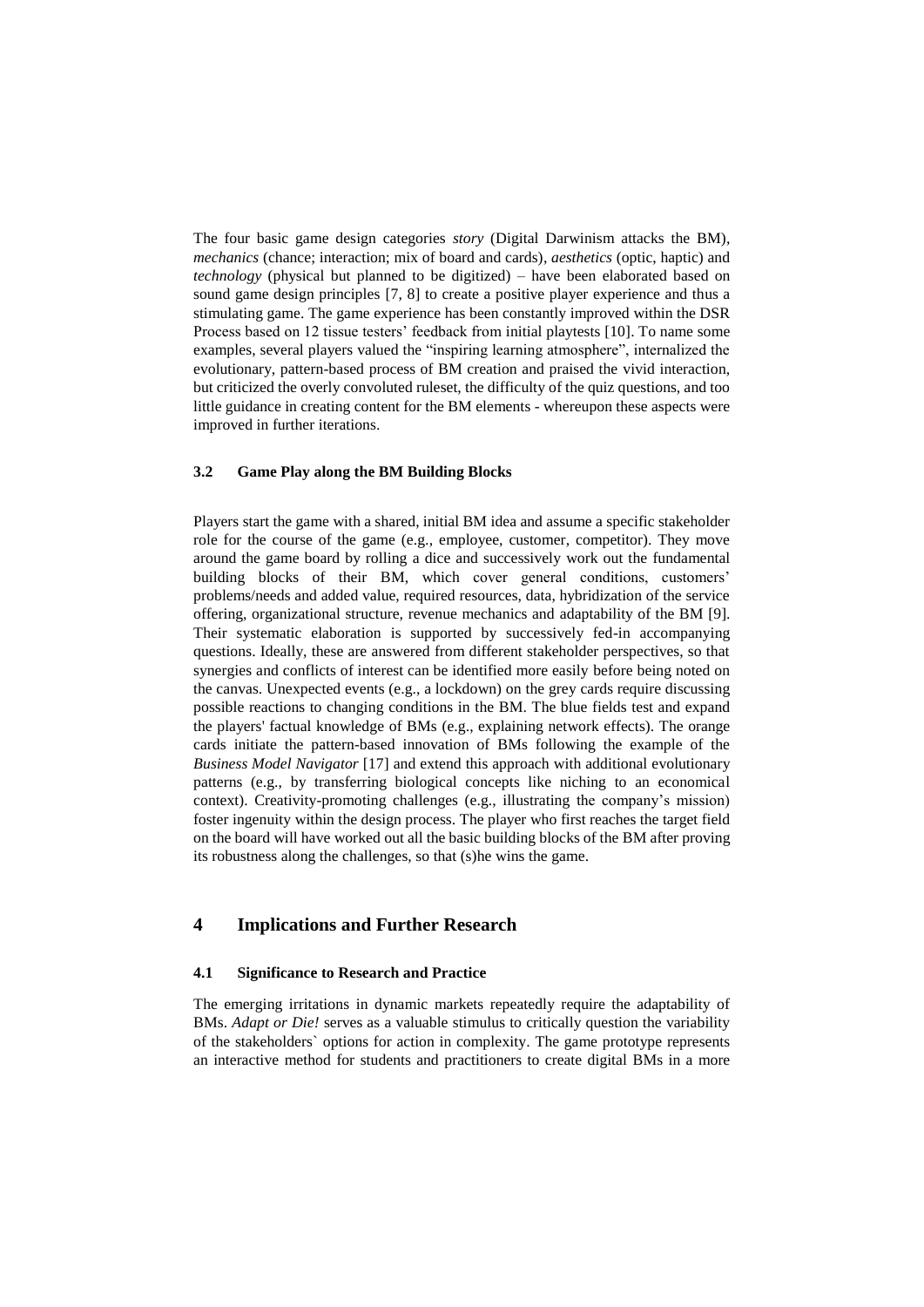The four basic game design categories *story* (Digital Darwinism attacks the BM), *mechanics* (chance; interaction; mix of board and cards), *aesthetics* (optic, haptic) and *technology* (physical but planned to be digitized) – have been elaborated based on sound game design principles [7, 8] to create a positive player experience and thus a stimulating game. The game experience has been constantly improved within the DSR Process based on 12 tissue testers' feedback from initial playtests [10]. To name some examples, several players valued the "inspiring learning atmosphere", internalized the evolutionary, pattern-based process of BM creation and praised the vivid interaction, but criticized the overly convoluted ruleset, the difficulty of the quiz questions, and too little guidance in creating content for the BM elements - whereupon these aspects were improved in further iterations.

### 3.2 Game Play along the BM Building Blocks

Players start the game with a shared, initial BM idea and assume a specific stakeholder role for the course of the game (e.g., employee, customer, competitor). They move around the game board by rolling a dice and successively work out the fundamental building blocks of their BM, which cover general conditions, customers' problems/needs and added value, required resources, data, hybridization of the service offering, organizational structure, revenue mechanics and adaptability of the BM [9]. Their systematic elaboration is supported by successively fed-in accompanying questions. Ideally, these are answered from different stakeholder perspectives, so that synergies and conflicts of interest can be identified more easily before being noted on the canvas. Unexpected events (e.g., a lockdown) on the grey cards require discussing possible reactions to changing conditions in the BM. The blue fields test and expand the players' factual knowledge of BMs (e.g., explaining network effects). The orange cards initiate the pattern-based innovation of BMs following the example of the *Business Model Navigator* [17] and extend this approach with additional evolutionary patterns (e.g., by transferring biological concepts like niching to an economical context). Creativity-promoting challenges (e.g., illustrating the company's mission) foster ingenuity within the design process. The player who first reaches the target field on the board will have worked out all the basic building blocks of the BM after proving its robustness along the challenges, so that (s)he wins the game.

## 4 Implications and Further Research

### 4.1 Significance to Research and Practice

The emerging irritations in dynamic markets repeatedly require the adaptability of BMs. *Adapt or Die!* serves as a valuable stimulus to critically question the variability of the stakeholders` options for action in complexity. The game prototype represents an interactive method for students and practitioners to create digital BMs in a more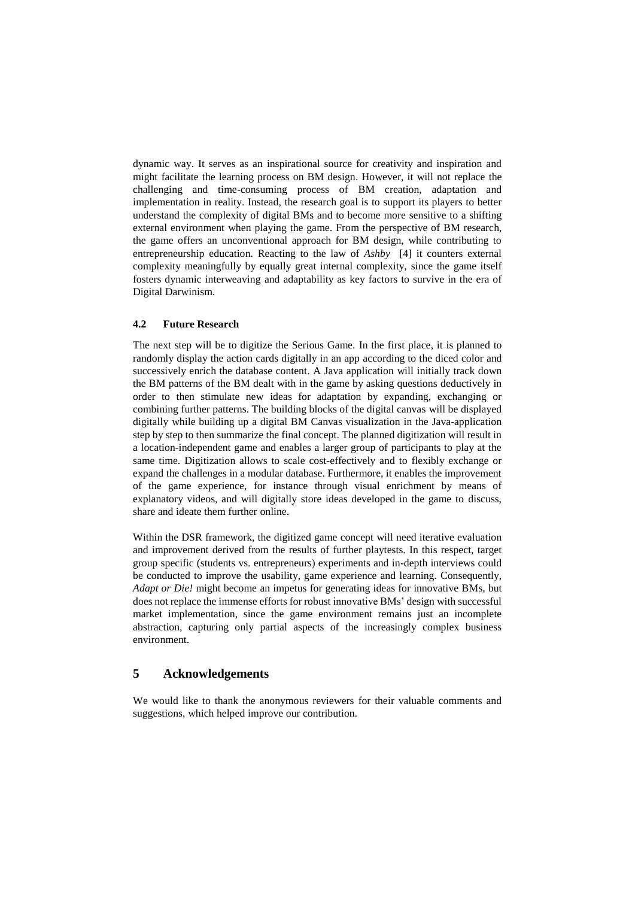dynamic way. It serves as an inspirational source for creativity and inspiration and might facilitate the learning process on BM design. However, it will not replace the challenging and time-consuming process of BM creation, adaptation and implementation in reality. Instead, the research goal is to support its players to better understand the complexity of digital BMs and to become more sensitive to a shifting external environment when playing the game. From the perspective of BM research, the game offers an unconventional approach for BM design, while contributing to entrepreneurship education. Reacting to the law of *Ashby* [4] it counters external complexity meaningfully by equally great internal complexity, since the game itself fosters dynamic interweaving and adaptability as key factors to survive in the era of Digital Darwinism.

### 4.2 Future Research

The next step will be to digitize the Serious Game. In the first place, it is planned to randomly display the action cards digitally in an app according to the diced color and successively enrich the database content. A Java application will initially track down the BM patterns of the BM dealt with in the game by asking questions deductively in order to then stimulate new ideas for adaptation by expanding, exchanging or combining further patterns. The building blocks of the digital canvas will be displayed digitally while building up a digital BM Canvas visualization in the Java-application step by step to then summarize the final concept. The planned digitization will result in a location-independent game and enables a larger group of participants to play at the same time. Digitization allows to scale cost-effectively and to flexibly exchange or expand the challenges in a modular database. Furthermore, it enables the improvement of the game experience, for instance through visual enrichment by means of explanatory videos, and will digitally store ideas developed in the game to discuss, share and ideate them further online.

Within the DSR framework, the digitized game concept will need iterative evaluation and improvement derived from the results of further playtests. In this respect, target group specific (students vs. entrepreneurs) experiments and in-depth interviews could be conducted to improve the usability, game experience and learning. Consequently, *Adapt or Die!* might become an impetus for generating ideas for innovative BMs, but does not replace the immense efforts for robust innovative BMs' design with successful market implementation, since the game environment remains just an incomplete abstraction, capturing only partial aspects of the increasingly complex business environment.

## 5 Acknowledgements

We would like to thank the anonymous reviewers for their valuable comments and suggestions, which helped improve our contribution.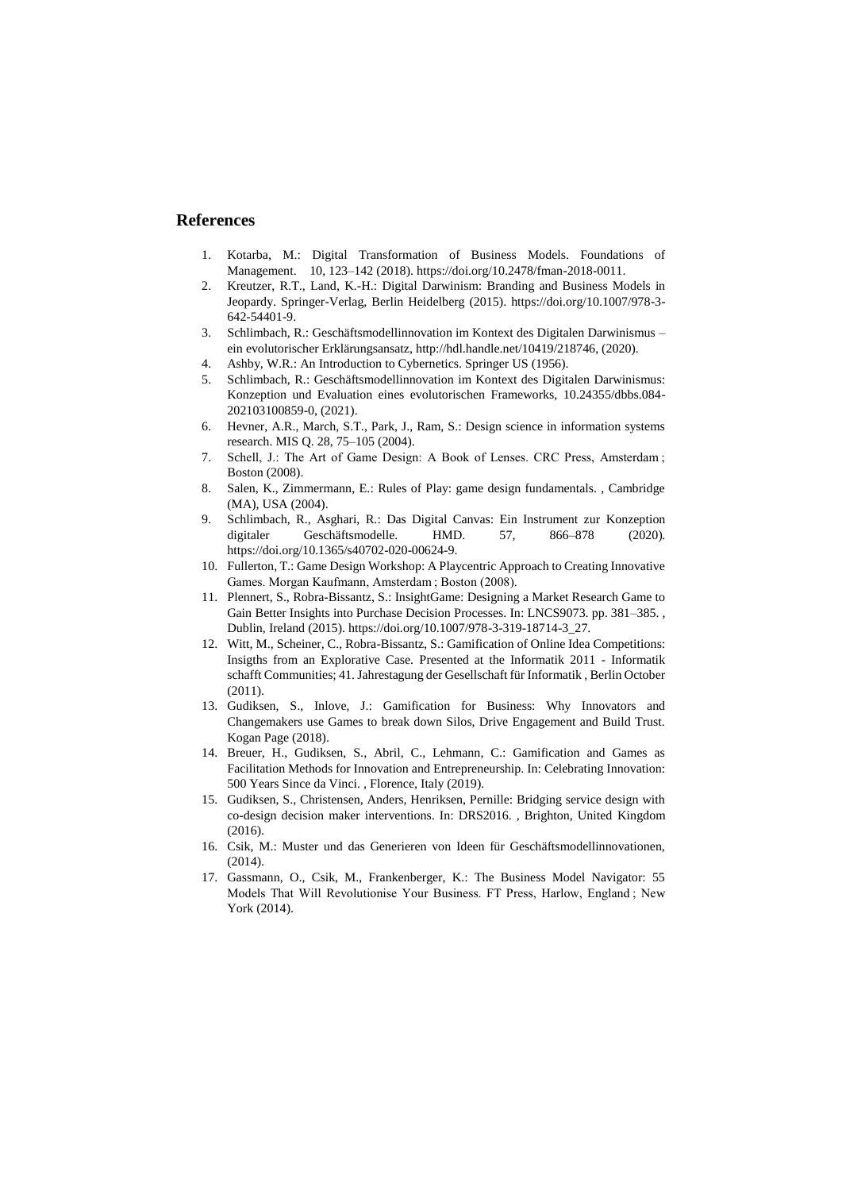## References

1. Kotarba, M.: Digital Transformation of Business Models. Foundations of Management. 10, 123–142 (2018). https://doi.org/10.2478/fman-2018-0011.
2. Kreutzer, R.T., Land, K.-H.: Digital Darwinism: Branding and Business Models in Jeopardy. Springer-Verlag, Berlin Heidelberg (2015). https://doi.org/10.1007/978-3-642-54401-9.
3. Schlimbach, R.: Geschäftsmodellinnovation im Kontext des Digitalen Darwinismus – ein evolutorischer Erklärungsansatz, http://hdl.handle.net/10419/218746, (2020).
4. Ashby, W.R.: An Introduction to Cybernetics. Springer US (1956).
5. Schlimbach, R.: Geschäftsmodellinnovation im Kontext des Digitalen Darwinismus: Konzeption und Evaluation eines evolutorischen Frameworks, 10.24355/dbbs.084-202103100859-0, (2021).
6. Hevner, A.R., March, S.T., Park, J., Ram, S.: Design science in information systems research. MIS Q. 28, 75–105 (2004).
7. Schell, J.: The Art of Game Design: A Book of Lenses. CRC Press, Amsterdam ; Boston (2008).
8. Salen, K., Zimmermann, E.: Rules of Play: game design fundamentals. , Cambridge (MA), USA (2004).
9. Schlimbach, R., Asghari, R.: Das Digital Canvas: Ein Instrument zur Konzeption digitaler Geschäftsmodelle. HMD. 57, 866–878 (2020). https://doi.org/10.1365/s40702-020-00624-9.
10. Fullerton, T.: Game Design Workshop: A Playcentric Approach to Creating Innovative Games. Morgan Kaufmann, Amsterdam ; Boston (2008).
11. Plennert, S., Robra-Bissantz, S.: InsightGame: Designing a Market Research Game to Gain Better Insights into Purchase Decision Processes. In: LNCS9073. pp. 381–385. , Dublin, Ireland (2015). https://doi.org/10.1007/978-3-319-18714-3_27.
12. Witt, M., Scheiner, C., Robra-Bissantz, S.: Gamification of Online Idea Competitions: Insigths from an Explorative Case. Presented at the Informatik 2011 - Informatik schafft Communities; 41. Jahrestagung der Gesellschaft für Informatik , Berlin October (2011).
13. Gudiksen, S., Inlove, J.: Gamification for Business: Why Innovators and Changemakers use Games to break down Silos, Drive Engagement and Build Trust. Kogan Page (2018).
14. Breuer, H., Gudiksen, S., Abril, C., Lehmann, C.: Gamification and Games as Facilitation Methods for Innovation and Entrepreneurship. In: Celebrating Innovation: 500 Years Since da Vinci. , Florence, Italy (2019).
15. Gudiksen, S., Christensen, Anders, Henriksen, Pernille: Bridging service design with co-design decision maker interventions. In: DRS2016. , Brighton, United Kingdom (2016).
16. Csik, M.: Muster und das Generieren von Ideen für Geschäftsmodellinnovationen, (2014).
17. Gassmann, O., Csik, M., Frankenberger, K.: The Business Model Navigator: 55 Models That Will Revolutionise Your Business. FT Press, Harlow, England ; New York (2014).